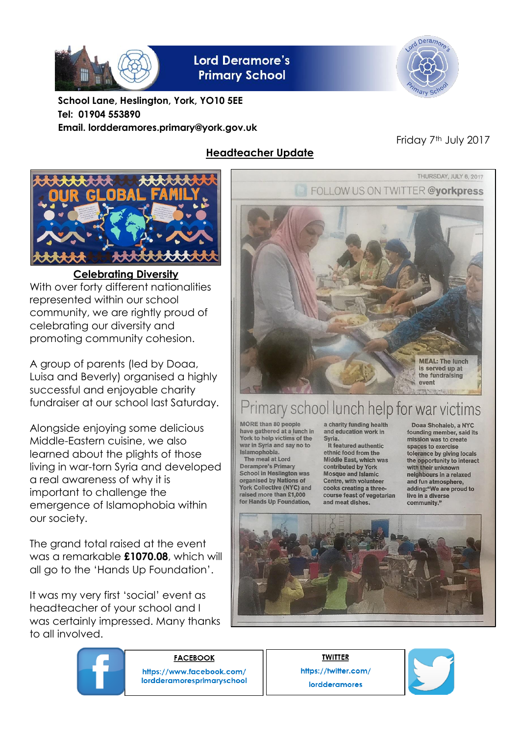# Lord Deramore's Primary School

**School Lane, Heslington, York, YO10 5EE**
**Tel: 01904 553890**
**Email. lordderamores.primary@york.gov.uk**

Friday 7th July 2017

## Headteacher Update

OUR GLOBAL FAMILY

### Celebrating Diversity

With over forty different nationalities represented within our school community, we are rightly proud of celebrating our diversity and promoting community cohesion.

A group of parents (led by Doaa, Luisa and Beverly) organised a highly successful and enjoyable charity fundraiser at our school last Saturday.

Alongside enjoying some delicious Middle-Eastern cuisine, we also learned about the plights of those living in war-torn Syria and developed a real awareness of why it is important to challenge the emergence of Islamophobia within our society.

The grand total raised at the event was a remarkable **£1070.08**, which will all go to the 'Hands Up Foundation'.

It was my very first 'social' event as headteacher of your school and I was certainly impressed. Many thanks to all involved.

THURSDAY, JULY 6, 2017

FOLLOW US ON TWITTER @yorkpress

MEAL: The lunch is served up at the fundraising event

### Primary school lunch help for war victims

MORE than 80 people have gathered at a lunch in York to help victims of the war in Syria and say no to Islamophobia.

The meal at Lord Deramore's Primary School in Heslington was organised by Nations of York Collective (NYC) and raised more than £1,000 for Hands Up Foundation, a charity funding health and education work in Syria.

It featured authentic ethnic food from the Middle East, which was contributed by York Mosque and Islamic Centre, with volunteer cooks creating a three-course feast of vegetarian and meat dishes.

Doaa Shohaieb, a NYC founding member, said its mission was to create spaces to exercise tolerance by giving locals the opportunity to interact with their unknown neighbours in a relaxed and fun atmosphere, adding: "We are proud to live in a diverse community."

**FACEBOOK**
https://www.facebook.com/lordderamoresprimaryschool

**TWITTER**
https://twitter.com/lordderamores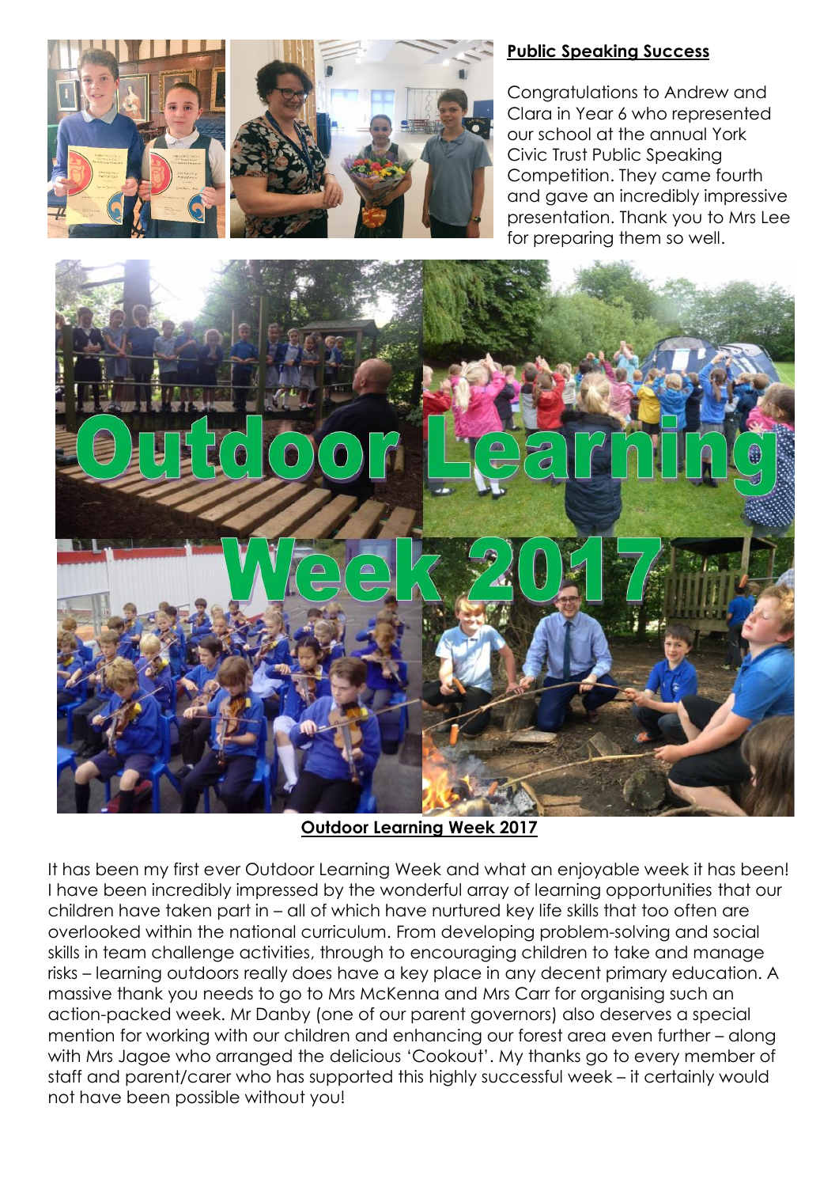## Public Speaking Success

Congratulations to Andrew and Clara in Year 6 who represented our school at the annual York Civic Trust Public Speaking Competition. They came fourth and gave an incredibly impressive presentation. Thank you to Mrs Lee for preparing them so well.

**Outdoor Learning Week 2017**

It has been my first ever Outdoor Learning Week and what an enjoyable week it has been! I have been incredibly impressed by the wonderful array of learning opportunities that our children have taken part in – all of which have nurtured key life skills that too often are overlooked within the national curriculum. From developing problem-solving and social skills in team challenge activities, through to encouraging children to take and manage risks – learning outdoors really does have a key place in any decent primary education. A massive thank you needs to go to Mrs McKenna and Mrs Carr for organising such an action-packed week. Mr Danby (one of our parent governors) also deserves a special mention for working with our children and enhancing our forest area even further – along with Mrs Jagoe who arranged the delicious 'Cookout'. My thanks go to every member of staff and parent/carer who has supported this highly successful week – it certainly would not have been possible without you!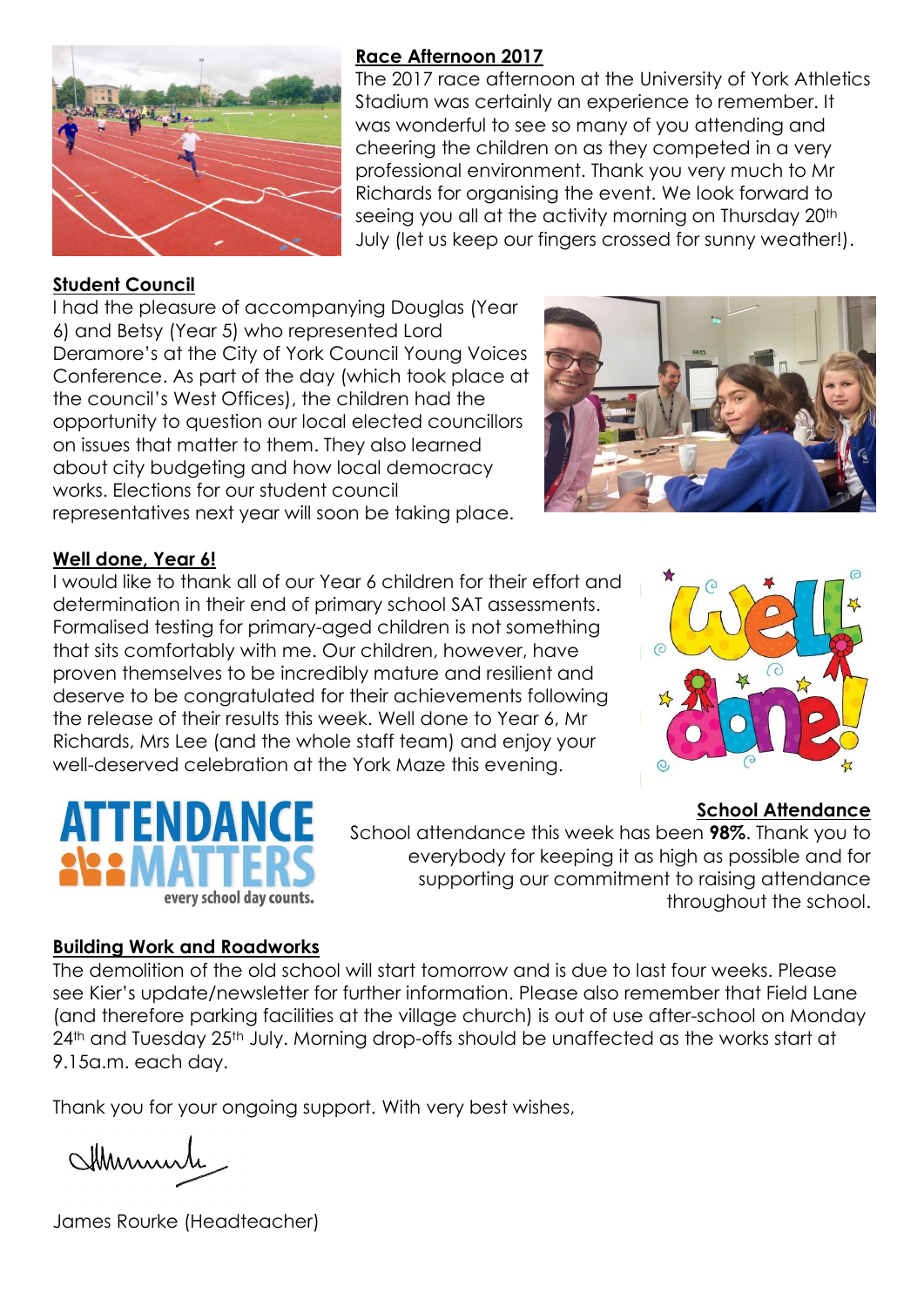**Race Afternoon 2017**

The 2017 race afternoon at the University of York Athletics Stadium was certainly an experience to remember. It was wonderful to see so many of you attending and cheering the children on as they competed in a very professional environment. Thank you very much to Mr Richards for organising the event. We look forward to seeing you all at the activity morning on Thursday 20th July (let us keep our fingers crossed for sunny weather!).

**Student Council**

I had the pleasure of accompanying Douglas (Year 6) and Betsy (Year 5) who represented Lord Deramore's at the City of York Council Young Voices Conference. As part of the day (which took place at the council's West Offices), the children had the opportunity to question our local elected councillors on issues that matter to them. They also learned about city budgeting and how local democracy works. Elections for our student council representatives next year will soon be taking place.

**Well done, Year 6!**

I would like to thank all of our Year 6 children for their effort and determination in their end of primary school SAT assessments. Formalised testing for primary-aged children is not something that sits comfortably with me. Our children, however, have proven themselves to be incredibly mature and resilient and deserve to be congratulated for their achievements following the release of their results this week. Well done to Year 6, Mr Richards, Mrs Lee (and the whole staff team) and enjoy your well-deserved celebration at the York Maze this evening.

**School Attendance**

School attendance this week has been **98%**. Thank you to everybody for keeping it as high as possible and for supporting our commitment to raising attendance throughout the school.

**Building Work and Roadworks**

The demolition of the old school will start tomorrow and is due to last four weeks. Please see Kier's update/newsletter for further information. Please also remember that Field Lane (and therefore parking facilities at the village church) is out of use after-school on Monday 24th and Tuesday 25th July. Morning drop-offs should be unaffected as the works start at 9.15a.m. each day.

Thank you for your ongoing support. With very best wishes,

James Rourke (Headteacher)